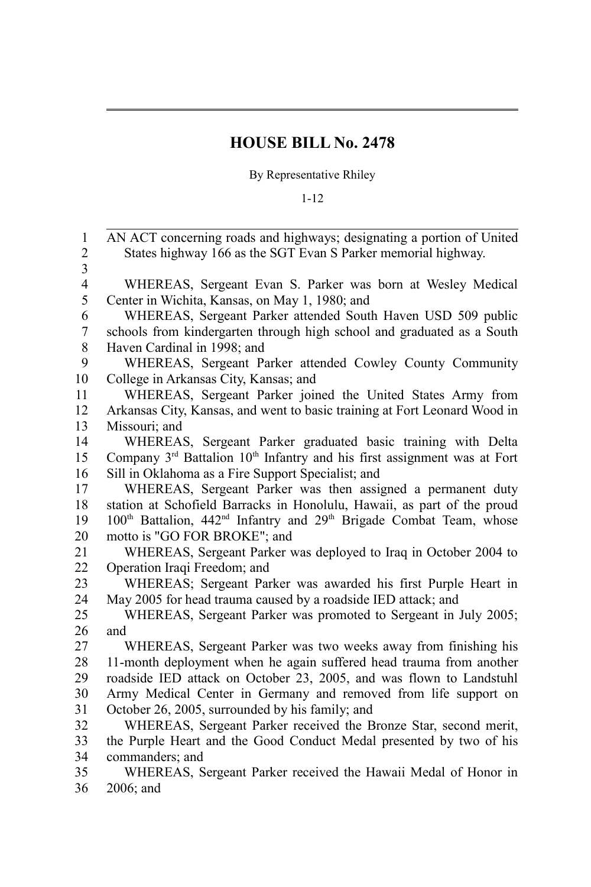# HOUSE BILL No. 2478

By Representative Rhiley

1-12

AN ACT concerning roads and highways; designating a portion of United States highway 166 as the SGT Evan S Parker memorial highway.

WHEREAS, Sergeant Evan S. Parker was born at Wesley Medical Center in Wichita, Kansas, on May 1, 1980; and

WHEREAS, Sergeant Parker attended South Haven USD 509 public schools from kindergarten through high school and graduated as a South Haven Cardinal in 1998; and

WHEREAS, Sergeant Parker attended Cowley County Community College in Arkansas City, Kansas; and

WHEREAS, Sergeant Parker joined the United States Army from Arkansas City, Kansas, and went to basic training at Fort Leonard Wood in Missouri; and

WHEREAS, Sergeant Parker graduated basic training with Delta Company 3rd Battalion 10th Infantry and his first assignment was at Fort Sill in Oklahoma as a Fire Support Specialist; and

WHEREAS, Sergeant Parker was then assigned a permanent duty station at Schofield Barracks in Honolulu, Hawaii, as part of the proud 100th Battalion, 442nd Infantry and 29th Brigade Combat Team, whose motto is "GO FOR BROKE"; and

WHEREAS, Sergeant Parker was deployed to Iraq in October 2004 to Operation Iraqi Freedom; and

WHEREAS; Sergeant Parker was awarded his first Purple Heart in May 2005 for head trauma caused by a roadside IED attack; and

WHEREAS, Sergeant Parker was promoted to Sergeant in July 2005; and

WHEREAS, Sergeant Parker was two weeks away from finishing his 11-month deployment when he again suffered head trauma from another roadside IED attack on October 23, 2005, and was flown to Landstuhl Army Medical Center in Germany and removed from life support on October 26, 2005, surrounded by his family; and

WHEREAS, Sergeant Parker received the Bronze Star, second merit, the Purple Heart and the Good Conduct Medal presented by two of his commanders; and

WHEREAS, Sergeant Parker received the Hawaii Medal of Honor in 2006; and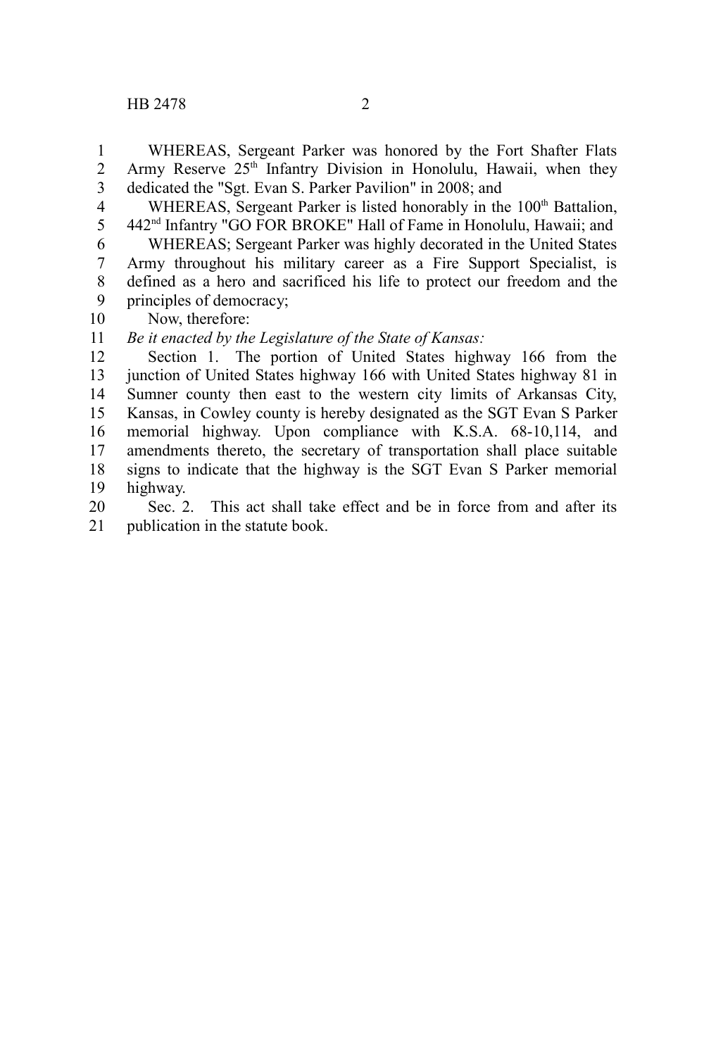WHEREAS, Sergeant Parker was honored by the Fort Shafter Flats Army Reserve 25th Infantry Division in Honolulu, Hawaii, when they dedicated the "Sgt. Evan S. Parker Pavilion" in 2008; and

WHEREAS, Sergeant Parker is listed honorably in the 100th Battalion, 442nd Infantry "GO FOR BROKE" Hall of Fame in Honolulu, Hawaii; and

WHEREAS; Sergeant Parker was highly decorated in the United States Army throughout his military career as a Fire Support Specialist, is defined as a hero and sacrificed his life to protect our freedom and the principles of democracy;

Now, therefore:

*Be it enacted by the Legislature of the State of Kansas:*

Section 1. The portion of United States highway 166 from the junction of United States highway 166 with United States highway 81 in Sumner county then east to the western city limits of Arkansas City, Kansas, in Cowley county is hereby designated as the SGT Evan S Parker memorial highway. Upon compliance with K.S.A. 68-10,114, and amendments thereto, the secretary of transportation shall place suitable signs to indicate that the highway is the SGT Evan S Parker memorial highway.

Sec. 2. This act shall take effect and be in force from and after its publication in the statute book.